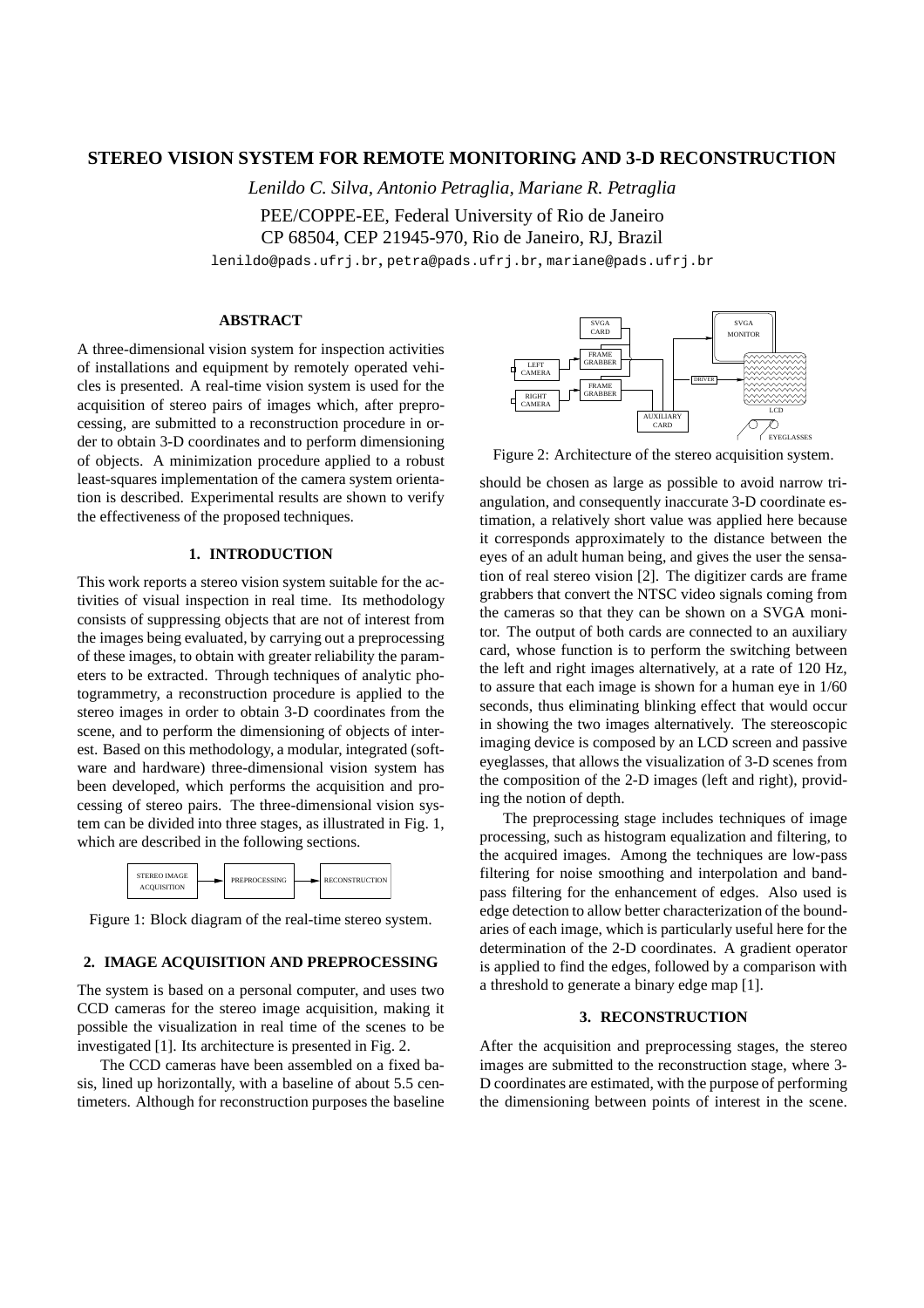# STEREO VISION SYSTEM FOR REMOTE MONITORING AND 3-D RECONSTRUCTION

*Lenildo C. Silva, Antonio Petraglia, Mariane R. Petraglia*

PEE/COPPE-EE, Federal University of Rio de Janeiro
CP 68504, CEP 21945-970, Rio de Janeiro, RJ, Brazil
lenildo@pads.ufrj.br, petra@pads.ufrj.br, mariane@pads.ufrj.br

## ABSTRACT

A three-dimensional vision system for inspection activities of installations and equipment by remotely operated vehicles is presented. A real-time vision system is used for the acquisition of stereo pairs of images which, after preprocessing, are submitted to a reconstruction procedure in order to obtain 3-D coordinates and to perform dimensioning of objects. A minimization procedure applied to a robust least-squares implementation of the camera system orientation is described. Experimental results are shown to verify the effectiveness of the proposed techniques.

## 1. INTRODUCTION

This work reports a stereo vision system suitable for the activities of visual inspection in real time. Its methodology consists of suppressing objects that are not of interest from the images being evaluated, by carrying out a preprocessing of these images, to obtain with greater reliability the parameters to be extracted. Through techniques of analytic photogrammetry, a reconstruction procedure is applied to the stereo images in order to obtain 3-D coordinates from the scene, and to perform the dimensioning of objects of interest. Based on this methodology, a modular, integrated (software and hardware) three-dimensional vision system has been developed, which performs the acquisition and processing of stereo pairs. The three-dimensional vision system can be divided into three stages, as illustrated in Fig. 1, which are described in the following sections.

STEREO IMAGE ACQUISITION → PREPROCESSING → RECONSTRUCTION

Figure 1: Block diagram of the real-time stereo system.

## 2. IMAGE ACQUISITION AND PREPROCESSING

The system is based on a personal computer, and uses two CCD cameras for the stereo image acquisition, making it possible the visualization in real time of the scenes to be investigated [1]. Its architecture is presented in Fig. 2.

The CCD cameras have been assembled on a fixed basis, lined up horizontally, with a baseline of about 5.5 centimeters. Although for reconstruction purposes the baseline should be chosen as large as possible to avoid narrow triangulation, and consequently inaccurate 3-D coordinate estimation, a relatively short value was applied here because it corresponds approximately to the distance between the eyes of an adult human being, and gives the user the sensation of real stereo vision [2]. The digitizer cards are frame grabbers that convert the NTSC video signals coming from the cameras so that they can be shown on a SVGA monitor. The output of both cards are connected to an auxiliary card, whose function is to perform the switching between the left and right images alternatively, at a rate of 120 Hz, to assure that each image is shown for a human eye in 1/60 seconds, thus eliminating blinking effect that would occur in showing the two images alternatively. The stereoscopic imaging device is composed by an LCD screen and passive eyeglasses, that allows the visualization of 3-D scenes from the composition of the 2-D images (left and right), providing the notion of depth.

Figure 2: Architecture of the stereo acquisition system.

The preprocessing stage includes techniques of image processing, such as histogram equalization and filtering, to the acquired images. Among the techniques are low-pass filtering for noise smoothing and interpolation and band-pass filtering for the enhancement of edges. Also used is edge detection to allow better characterization of the boundaries of each image, which is particularly useful here for the determination of the 2-D coordinates. A gradient operator is applied to find the edges, followed by a comparison with a threshold to generate a binary edge map [1].

## 3. RECONSTRUCTION

After the acquisition and preprocessing stages, the stereo images are submitted to the reconstruction stage, where 3-D coordinates are estimated, with the purpose of performing the dimensioning between points of interest in the scene.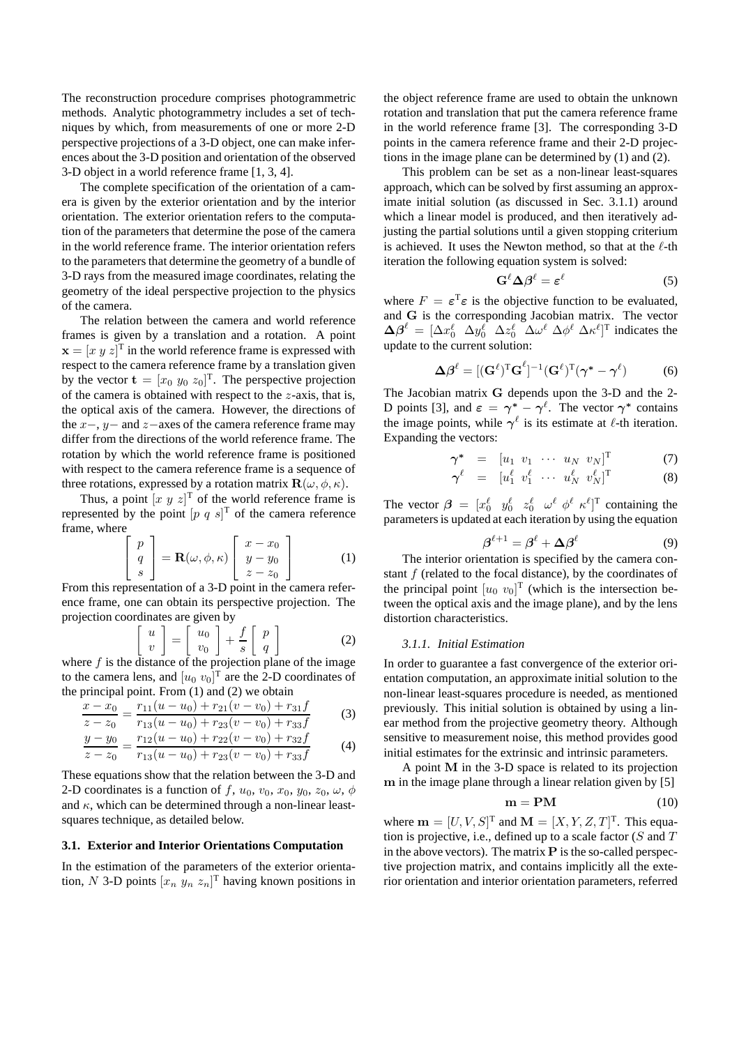The reconstruction procedure comprises photogrammetric methods. Analytic photogrammetry includes a set of techniques by which, from measurements of one or more 2-D perspective projections of a 3-D object, one can make inferences about the 3-D position and orientation of the observed 3-D object in a world reference frame [1, 3, 4].

The complete specification of the orientation of a camera is given by the exterior orientation and by the interior orientation. The exterior orientation refers to the computation of the parameters that determine the pose of the camera in the world reference frame. The interior orientation refers to the parameters that determine the geometry of a bundle of 3-D rays from the measured image coordinates, relating the geometry of the ideal perspective projection to the physics of the camera.

The relation between the camera and world reference frames is given by a translation and a rotation. A point $\mathbf{x} = [x\ y\ z]^{\mathrm{T}}$ in the world reference frame is expressed with respect to the camera reference frame by a translation given by the vector $\mathbf{t} = [x_0\ y_0\ z_0]^{\mathrm{T}}$. The perspective projection of the camera is obtained with respect to the $z$-axis, that is, the optical axis of the camera. However, the directions of the $x-$, $y-$ and $z-$axes of the camera reference frame may differ from the directions of the world reference frame. The rotation by which the world reference frame is positioned with respect to the camera reference frame is a sequence of three rotations, expressed by a rotation matrix $\mathbf{R}(\omega, \phi, \kappa)$.

Thus, a point $[x\ y\ z]^{\mathrm{T}}$ of the world reference frame is represented by the point $[p\ q\ s]^{\mathrm{T}}$ of the camera reference frame, where

$$\begin{bmatrix} p \\ q \\ s \end{bmatrix} = \mathbf{R}(\omega, \phi, \kappa) \begin{bmatrix} x - x_0 \\ y - y_0 \\ z - z_0 \end{bmatrix} \tag{1}$$

From this representation of a 3-D point in the camera reference frame, one can obtain its perspective projection. The projection coordinates are given by

$$\begin{bmatrix} u \\ v \end{bmatrix} = \begin{bmatrix} u_0 \\ v_0 \end{bmatrix} + \frac{f}{s} \begin{bmatrix} p \\ q \end{bmatrix} \tag{2}$$

where $f$ is the distance of the projection plane of the image to the camera lens, and $[u_0\ v_0]^{\mathrm{T}}$ are the 2-D coordinates of the principal point. From (1) and (2) we obtain

$$\frac{x - x_0}{z - z_0} = \frac{r_{11}(u - u_0) + r_{21}(v - v_0) + r_{31}f}{r_{13}(u - u_0) + r_{23}(v - v_0) + r_{33}f} \tag{3}$$

$$\frac{y - y_0}{z - z_0} = \frac{r_{12}(u - u_0) + r_{22}(v - v_0) + r_{32}f}{r_{13}(u - u_0) + r_{23}(v - v_0) + r_{33}f} \tag{4}$$

These equations show that the relation between the 3-D and 2-D coordinates is a function of $f$, $u_0$, $v_0$, $x_0$, $y_0$, $z_0$, $\omega$, $\phi$ and $\kappa$, which can be determined through a non-linear least-squares technique, as detailed below.

### 3.1. Exterior and Interior Orientations Computation

In the estimation of the parameters of the exterior orientation, $N$ 3-D points $[x_n\ y_n\ z_n]^{\mathrm{T}}$ having known positions in the object reference frame are used to obtain the unknown rotation and translation that put the camera reference frame in the world reference frame [3]. The corresponding 3-D points in the camera reference frame and their 2-D projections in the image plane can be determined by (1) and (2).

This problem can be set as a non-linear least-squares approach, which can be solved by first assuming an approximate initial solution (as discussed in Sec. 3.1.1) around which a linear model is produced, and then iteratively adjusting the partial solutions until a given stopping criterium is achieved. It uses the Newton method, so that at the $\ell$-th iteration the following equation system is solved:

$$\mathbf{G}^{\ell} \boldsymbol{\Delta\beta}^{\ell} = \boldsymbol{\varepsilon}^{\ell} \tag{5}$$

where $F = \boldsymbol{\varepsilon}^{\mathrm{T}}\boldsymbol{\varepsilon}$ is the objective function to be evaluated, and $\mathbf{G}$ is the corresponding Jacobian matrix. The vector $\boldsymbol{\Delta\beta}^{\ell} = [\Delta x_0^{\ell}\ \ \Delta y_0^{\ell}\ \ \Delta z_0^{\ell}\ \ \Delta\omega^{\ell}\ \Delta\phi^{\ell}\ \Delta\kappa^{\ell}]^{\mathrm{T}}$ indicates the update to the current solution:

$$\boldsymbol{\Delta\beta}^{\ell} = [(\mathbf{G}^{\ell})^{\mathrm{T}}\mathbf{G}^{\ell}]^{-1}(\mathbf{G}^{\ell})^{\mathrm{T}}(\boldsymbol{\gamma}^{*} - \boldsymbol{\gamma}^{\ell}) \tag{6}$$

The Jacobian matrix $\mathbf{G}$ depends upon the 3-D and the 2-D points [3], and $\boldsymbol{\varepsilon} = \boldsymbol{\gamma}^{*} - \boldsymbol{\gamma}^{\ell}$. The vector $\boldsymbol{\gamma}^{*}$ contains the image points, while $\boldsymbol{\gamma}^{\ell}$ is its estimate at $\ell$-th iteration. Expanding the vectors:

$$\boldsymbol{\gamma}^{*} = [u_1\ \ v_1\ \ \cdots\ \ u_N\ \ v_N]^{\mathrm{T}} \tag{7}$$

$$\boldsymbol{\gamma}^{\ell} = [u_1^{\ell}\ \ v_1^{\ell}\ \ \cdots\ \ u_N^{\ell}\ \ v_N^{\ell}]^{\mathrm{T}} \tag{8}$$

The vector $\boldsymbol{\beta} = [x_0^{\ell}\ \ y_0^{\ell}\ \ z_0^{\ell}\ \ \omega^{\ell}\ \phi^{\ell}\ \kappa^{\ell}]^{\mathrm{T}}$ containing the parameters is updated at each iteration by using the equation

$$\boldsymbol{\beta}^{\ell+1} = \boldsymbol{\beta}^{\ell} + \boldsymbol{\Delta\beta}^{\ell} \tag{9}$$

The interior orientation is specified by the camera constant $f$ (related to the focal distance), by the coordinates of the principal point $[u_0\ v_0]^{\mathrm{T}}$ (which is the intersection between the optical axis and the image plane), and by the lens distortion characteristics.

#### *3.1.1. Initial Estimation*

In order to guarantee a fast convergence of the exterior orientation computation, an approximate initial solution to the non-linear least-squares procedure is needed, as mentioned previously. This initial solution is obtained by using a linear method from the projective geometry theory. Although sensitive to measurement noise, this method provides good initial estimates for the extrinsic and intrinsic parameters.

A point $\mathbf{M}$ in the 3-D space is related to its projection $\mathbf{m}$ in the image plane through a linear relation given by [5]

$$\mathbf{m} = \mathbf{P}\mathbf{M} \tag{10}$$

where $\mathbf{m} = [U, V, S]^{\mathrm{T}}$ and $\mathbf{M} = [X, Y, Z, T]^{\mathrm{T}}$. This equation is projective, i.e., defined up to a scale factor ($S$ and $T$ in the above vectors). The matrix $\mathbf{P}$ is the so-called perspective projection matrix, and contains implicitly all the exterior orientation and interior orientation parameters, referred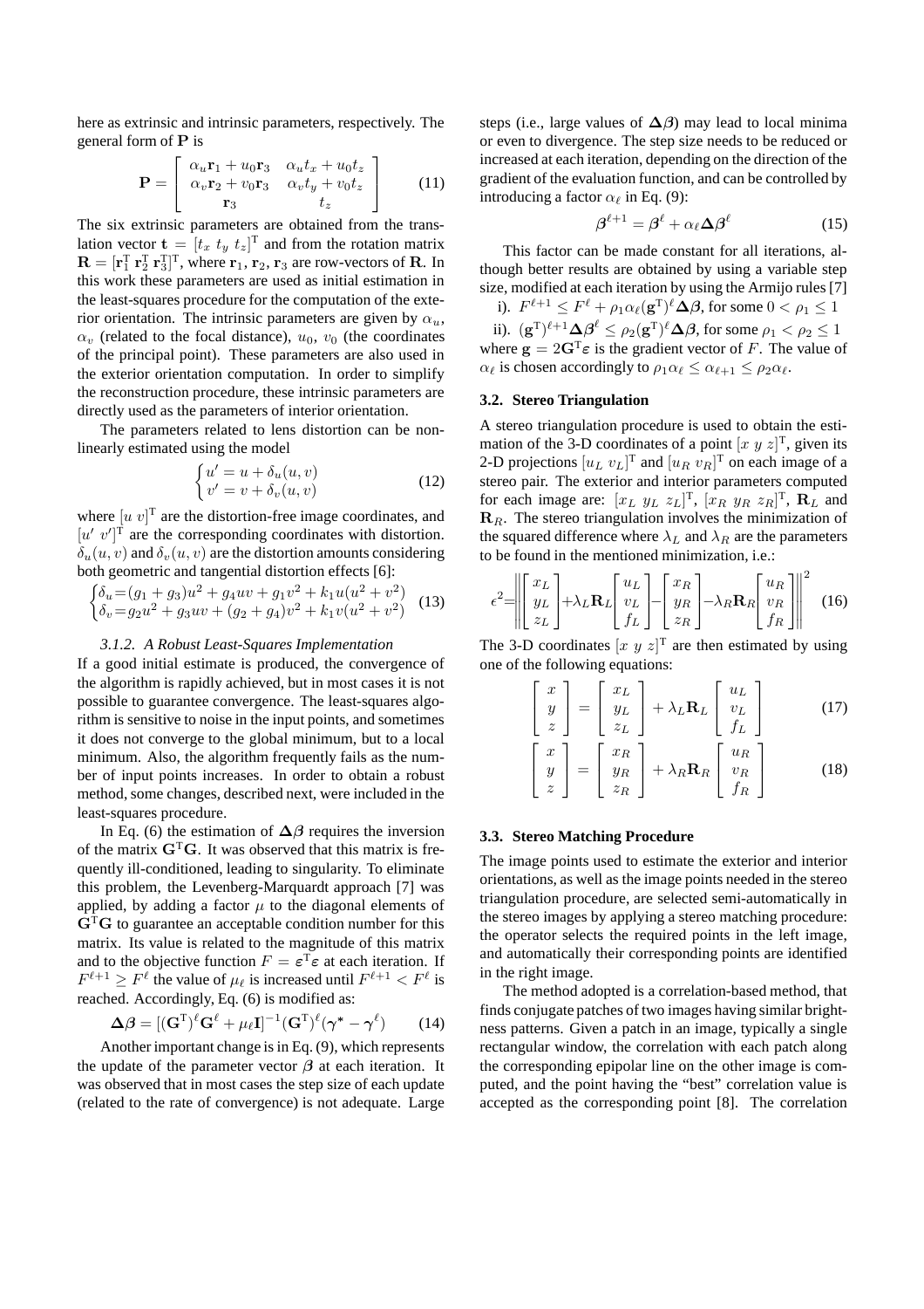here as extrinsic and intrinsic parameters, respectively. The general form of $\mathbf{P}$ is

$$\mathbf{P} = \begin{bmatrix} \alpha_u \mathbf{r}_1 + u_0 \mathbf{r}_3 & \alpha_u t_x + u_0 t_z \\ \alpha_v \mathbf{r}_2 + v_0 \mathbf{r}_3 & \alpha_v t_y + v_0 t_z \\ \mathbf{r}_3 & t_z \end{bmatrix} \tag{11}$$

The six extrinsic parameters are obtained from the translation vector $\mathbf{t} = [t_x \; t_y \; t_z]^{\mathrm{T}}$ and from the rotation matrix $\mathbf{R} = [\mathbf{r}_1^{\mathrm{T}} \; \mathbf{r}_2^{\mathrm{T}} \; \mathbf{r}_3^{\mathrm{T}}]^{\mathrm{T}}$, where $\mathbf{r}_1, \mathbf{r}_2, \mathbf{r}_3$ are row-vectors of $\mathbf{R}$. In this work these parameters are used as initial estimation in the least-squares procedure for the computation of the exterior orientation. The intrinsic parameters are given by $\alpha_u$, $\alpha_v$ (related to the focal distance), $u_0$, $v_0$ (the coordinates of the principal point). These parameters are also used in the exterior orientation computation. In order to simplify the reconstruction procedure, these intrinsic parameters are directly used as the parameters of interior orientation.

The parameters related to lens distortion can be nonlinearly estimated using the model

$$\begin{cases} u' = u + \delta_u(u, v) \\ v' = v + \delta_v(u, v) \end{cases} \tag{12}$$

where $[u \; v]^{\mathrm{T}}$ are the distortion-free image coordinates, and $[u' \; v']^{\mathrm{T}}$ are the corresponding coordinates with distortion. $\delta_u(u, v)$ and $\delta_v(u, v)$ are the distortion amounts considering both geometric and tangential distortion effects [6]:

$$\begin{cases} \delta_u = (g_1 + g_3)u^2 + g_4 uv + g_1 v^2 + k_1 u(u^2 + v^2) \\ \delta_v = g_2 u^2 + g_3 uv + (g_2 + g_4)v^2 + k_1 v(u^2 + v^2) \end{cases} \tag{13}$$

#### 3.1.2. A Robust Least-Squares Implementation

If a good initial estimate is produced, the convergence of the algorithm is rapidly achieved, but in most cases it is not possible to guarantee convergence. The least-squares algorithm is sensitive to noise in the input points, and sometimes it does not converge to the global minimum, but to a local minimum. Also, the algorithm frequently fails as the number of input points increases. In order to obtain a robust method, some changes, described next, were included in the least-squares procedure.

In Eq. (6) the estimation of $\boldsymbol{\Delta\beta}$ requires the inversion of the matrix $\mathbf{G}^{\mathrm{T}}\mathbf{G}$. It was observed that this matrix is frequently ill-conditioned, leading to singularity. To eliminate this problem, the Levenberg-Marquardt approach [7] was applied, by adding a factor $\mu$ to the diagonal elements of $\mathbf{G}^{\mathrm{T}}\mathbf{G}$ to guarantee an acceptable condition number for this matrix. Its value is related to the magnitude of this matrix and to the objective function $F = \boldsymbol{\varepsilon}^{\mathrm{T}}\boldsymbol{\varepsilon}$ at each iteration. If $F^{\ell+1} \geq F^{\ell}$ the value of $\mu_\ell$ is increased until $F^{\ell+1} < F^{\ell}$ is reached. Accordingly, Eq. (6) is modified as:

$$\boldsymbol{\Delta\beta} = [(\mathbf{G}^{\mathrm{T}})^{\ell}\mathbf{G}^{\ell} + \mu_\ell \mathbf{I}]^{-1}(\mathbf{G}^{\mathrm{T}})^{\ell}(\boldsymbol{\gamma}^{*} - \boldsymbol{\gamma}^{\ell}) \tag{14}$$

Another important change is in Eq. (9), which represents the update of the parameter vector $\boldsymbol{\beta}$ at each iteration. It was observed that in most cases the step size of each update (related to the rate of convergence) is not adequate. Large steps (i.e., large values of $\boldsymbol{\Delta\beta}$) may lead to local minima or even to divergence. The step size needs to be reduced or increased at each iteration, depending on the direction of the gradient of the evaluation function, and can be controlled by introducing a factor $\alpha_\ell$ in Eq. (9):

$$\boldsymbol{\beta}^{\ell+1} = \boldsymbol{\beta}^{\ell} + \alpha_\ell \boldsymbol{\Delta\beta}^{\ell} \tag{15}$$

This factor can be made constant for all iterations, although better results are obtained by using a variable step size, modified at each iteration by using the Armijo rules [7]

i). $F^{\ell+1} \leq F^{\ell} + \rho_1 \alpha_\ell (\mathbf{g}^{\mathrm{T}})^{\ell} \boldsymbol{\Delta\beta}$, for some $0 < \rho_1 \leq 1$

ii). $(\mathbf{g}^{\mathrm{T}})^{\ell+1} \boldsymbol{\Delta\beta}^{\ell} \leq \rho_2 (\mathbf{g}^{\mathrm{T}})^{\ell} \boldsymbol{\Delta\beta}$, for some $\rho_1 < \rho_2 \leq 1$

where $\mathbf{g} = 2\mathbf{G}^{\mathrm{T}}\boldsymbol{\varepsilon}$ is the gradient vector of $F$. The value of $\alpha_\ell$ is chosen accordingly to $\rho_1 \alpha_\ell \leq \alpha_{\ell+1} \leq \rho_2 \alpha_\ell$.

### 3.2. Stereo Triangulation

A stereo triangulation procedure is used to obtain the estimation of the 3-D coordinates of a point $[x \; y \; z]^{\mathrm{T}}$, given its 2-D projections $[u_L \; v_L]^{\mathrm{T}}$ and $[u_R \; v_R]^{\mathrm{T}}$ on each image of a stereo pair. The exterior and interior parameters computed for each image are: $[x_L \; y_L \; z_L]^{\mathrm{T}}$, $[x_R \; y_R \; z_R]^{\mathrm{T}}$, $\mathbf{R}_L$ and $\mathbf{R}_R$. The stereo triangulation involves the minimization of the squared difference where $\lambda_L$ and $\lambda_R$ are the parameters to be found in the mentioned minimization, i.e.:

$$\epsilon^2 = \left\| \begin{bmatrix} x_L \\ y_L \\ z_L \end{bmatrix} + \lambda_L \mathbf{R}_L \begin{bmatrix} u_L \\ v_L \\ f_L \end{bmatrix} - \begin{bmatrix} x_R \\ y_R \\ z_R \end{bmatrix} - \lambda_R \mathbf{R}_R \begin{bmatrix} u_R \\ v_R \\ f_R \end{bmatrix} \right\|^2 \tag{16}$$

The 3-D coordinates $[x \; y \; z]^{\mathrm{T}}$ are then estimated by using one of the following equations:

$$\begin{bmatrix} x \\ y \\ z \end{bmatrix} = \begin{bmatrix} x_L \\ y_L \\ z_L \end{bmatrix} + \lambda_L \mathbf{R}_L \begin{bmatrix} u_L \\ v_L \\ f_L \end{bmatrix} \tag{17}$$

$$\begin{bmatrix} x \\ y \\ z \end{bmatrix} = \begin{bmatrix} x_R \\ y_R \\ z_R \end{bmatrix} + \lambda_R \mathbf{R}_R \begin{bmatrix} u_R \\ v_R \\ f_R \end{bmatrix} \tag{18}$$

### 3.3. Stereo Matching Procedure

The image points used to estimate the exterior and interior orientations, as well as the image points needed in the stereo triangulation procedure, are selected semi-automatically in the stereo images by applying a stereo matching procedure: the operator selects the required points in the left image, and automatically their corresponding points are identified in the right image.

The method adopted is a correlation-based method, that finds conjugate patches of two images having similar brightness patterns. Given a patch in an image, typically a single rectangular window, the correlation with each patch along the corresponding epipolar line on the other image is computed, and the point having the "best" correlation value is accepted as the corresponding point [8]. The correlation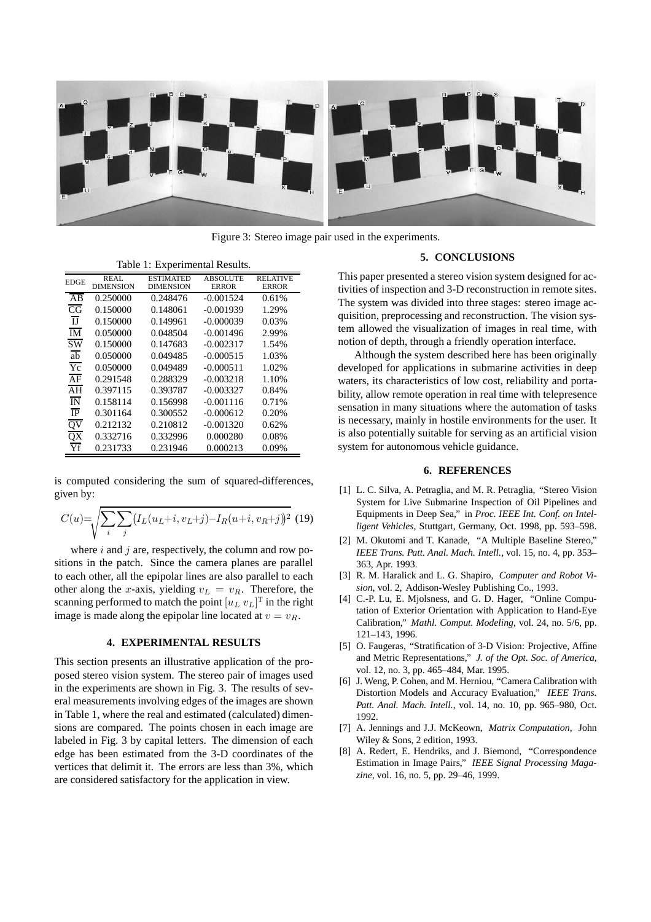Figure 3: Stereo image pair used in the experiments.

Table 1: Experimental Results.

| EDGE | REAL DIMENSION | ESTIMATED DIMENSION | ABSOLUTE ERROR | RELATIVE ERROR |
|---|---|---|---|---|
| $\overline{AB}$ | 0.250000 | 0.248476 | -0.001524 | 0.61% |
| $\overline{CG}$ | 0.150000 | 0.148061 | -0.001939 | 1.29% |
| $\overline{IJ}$ | 0.150000 | 0.149961 | -0.000039 | 0.03% |
| $\overline{IM}$ | 0.050000 | 0.048504 | -0.001496 | 2.99% |
| $\overline{SW}$ | 0.150000 | 0.147683 | -0.002317 | 1.54% |
| $\overline{ab}$ | 0.050000 | 0.049485 | -0.000515 | 1.03% |
| $\overline{Yc}$ | 0.050000 | 0.049489 | -0.000511 | 1.02% |
| $\overline{AF}$ | 0.291548 | 0.288329 | -0.003218 | 1.10% |
| $\overline{AH}$ | 0.397115 | 0.393787 | -0.003327 | 0.84% |
| $\overline{IN}$ | 0.158114 | 0.156998 | -0.001116 | 0.71% |
| $\overline{IP}$ | 0.301164 | 0.300552 | -0.000612 | 0.20% |
| $\overline{QV}$ | 0.212132 | 0.210812 | -0.001320 | 0.62% |
| $\overline{QX}$ | 0.332716 | 0.332996 | 0.000280 | 0.08% |
| $\overline{Yf}$ | 0.231733 | 0.231946 | 0.000213 | 0.09% |

is computed considering the sum of squared-differences, given by:

$$C(u) = \sqrt{\sum_i \sum_j \left(I_L(u_L+i, v_L+j) - I_R(u+i, v_R+j)\right)^2} \quad (19)$$

where $i$ and $j$ are, respectively, the column and row positions in the patch. Since the camera planes are parallel to each other, all the epipolar lines are also parallel to each other along the $x$-axis, yielding $v_L = v_R$. Therefore, the scanning performed to match the point $[u_L \; v_L]^{\mathrm{T}}$ in the right image is made along the epipolar line located at $v = v_R$.

## 4. EXPERIMENTAL RESULTS

This section presents an illustrative application of the proposed stereo vision system. The stereo pair of images used in the experiments are shown in Fig. 3. The results of several measurements involving edges of the images are shown in Table 1, where the real and estimated (calculated) dimensions are compared. The points chosen in each image are labeled in Fig. 3 by capital letters. The dimension of each edge has been estimated from the 3-D coordinates of the vertices that delimit it. The errors are less than 3%, which are considered satisfactory for the application in view.

## 5. CONCLUSIONS

This paper presented a stereo vision system designed for activities of inspection and 3-D reconstruction in remote sites. The system was divided into three stages: stereo image acquisition, preprocessing and reconstruction. The vision system allowed the visualization of images in real time, with notion of depth, through a friendly operation interface.

Although the system described here has been originally developed for applications in submarine activities in deep waters, its characteristics of low cost, reliability and portability, allow remote operation in real time with telepresence sensation in many situations where the automation of tasks is necessary, mainly in hostile environments for the user. It is also potentially suitable for serving as an artificial vision system for autonomous vehicle guidance.

## 6. REFERENCES

[1] L. C. Silva, A. Petraglia, and M. R. Petraglia, "Stereo Vision System for Live Submarine Inspection of Oil Pipelines and Equipments in Deep Sea," in *Proc. IEEE Int. Conf. on Intelligent Vehicles*, Stuttgart, Germany, Oct. 1998, pp. 593–598.

[2] M. Okutomi and T. Kanade, "A Multiple Baseline Stereo," *IEEE Trans. Patt. Anal. Mach. Intell.*, vol. 15, no. 4, pp. 353–363, Apr. 1993.

[3] R. M. Haralick and L. G. Shapiro, *Computer and Robot Vision*, vol. 2, Addison-Wesley Publishing Co., 1993.

[4] C.-P. Lu, E. Mjolsness, and G. D. Hager, "Online Computation of Exterior Orientation with Application to Hand-Eye Calibration," *Mathl. Comput. Modeling*, vol. 24, no. 5/6, pp. 121–143, 1996.

[5] O. Faugeras, "Stratification of 3-D Vision: Projective, Affine and Metric Representations," *J. of the Opt. Soc. of America*, vol. 12, no. 3, pp. 465–484, Mar. 1995.

[6] J. Weng, P. Cohen, and M. Herniou, "Camera Calibration with Distortion Models and Accuracy Evaluation," *IEEE Trans. Patt. Anal. Mach. Intell.*, vol. 14, no. 10, pp. 965–980, Oct. 1992.

[7] A. Jennings and J.J. McKeown, *Matrix Computation*, John Wiley & Sons, 2 edition, 1993.

[8] A. Redert, E. Hendriks, and J. Biemond, "Correspondence Estimation in Image Pairs," *IEEE Signal Processing Magazine*, vol. 16, no. 5, pp. 29–46, 1999.